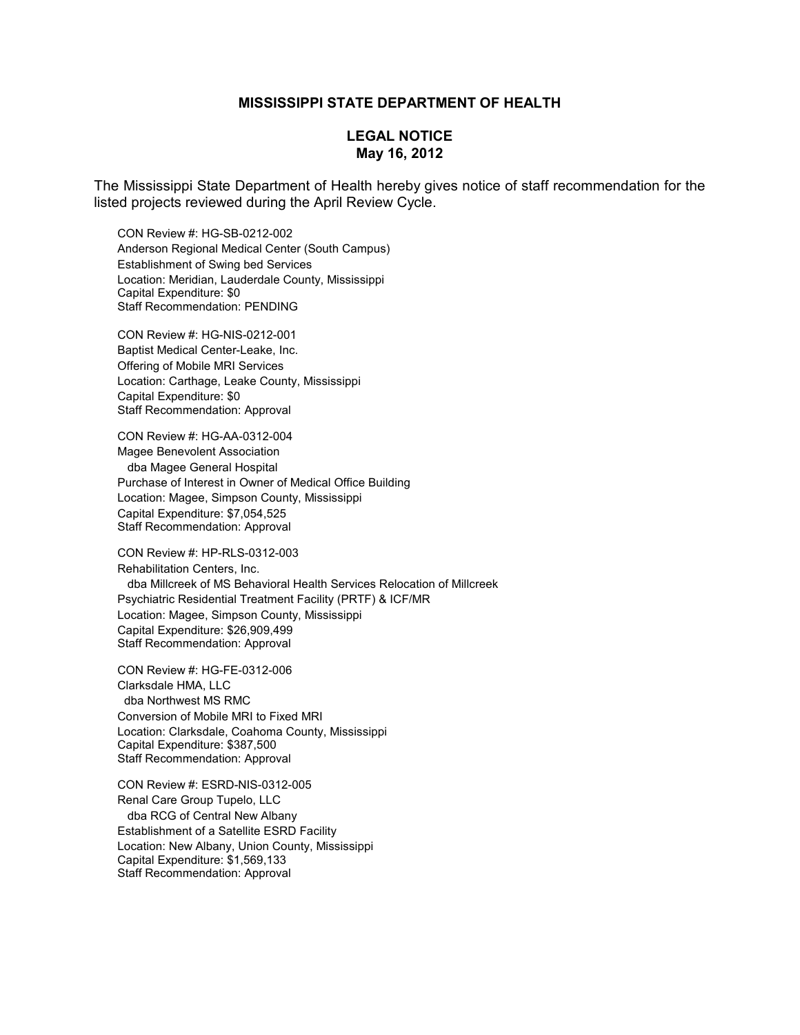# MISSISSIPPI STATE DEPARTMENT OF HEALTH

## LEGAL NOTICE
**May 16, 2012**

The Mississippi State Department of Health hereby gives notice of staff recommendation for the listed projects reviewed during the April Review Cycle.

CON Review #: HG-SB-0212-002
Anderson Regional Medical Center (South Campus)
Establishment of Swing bed Services
Location: Meridian, Lauderdale County, Mississippi
Capital Expenditure: $0
Staff Recommendation: PENDING

CON Review #: HG-NIS-0212-001
Baptist Medical Center-Leake, Inc.
Offering of Mobile MRI Services
Location: Carthage, Leake County, Mississippi
Capital Expenditure: $0
Staff Recommendation: Approval

CON Review #: HG-AA-0312-004
Magee Benevolent Association
dba Magee General Hospital
Purchase of Interest in Owner of Medical Office Building
Location: Magee, Simpson County, Mississippi
Capital Expenditure: $7,054,525
Staff Recommendation: Approval

CON Review #: HP-RLS-0312-003
Rehabilitation Centers, Inc.
dba Millcreek of MS Behavioral Health Services Relocation of Millcreek
Psychiatric Residential Treatment Facility (PRTF) & ICF/MR
Location: Magee, Simpson County, Mississippi
Capital Expenditure: $26,909,499
Staff Recommendation: Approval

CON Review #: HG-FE-0312-006
Clarksdale HMA, LLC
dba Northwest MS RMC
Conversion of Mobile MRI to Fixed MRI
Location: Clarksdale, Coahoma County, Mississippi
Capital Expenditure: $387,500
Staff Recommendation: Approval

CON Review #: ESRD-NIS-0312-005
Renal Care Group Tupelo, LLC
dba RCG of Central New Albany
Establishment of a Satellite ESRD Facility
Location: New Albany, Union County, Mississippi
Capital Expenditure: $1,569,133
Staff Recommendation: Approval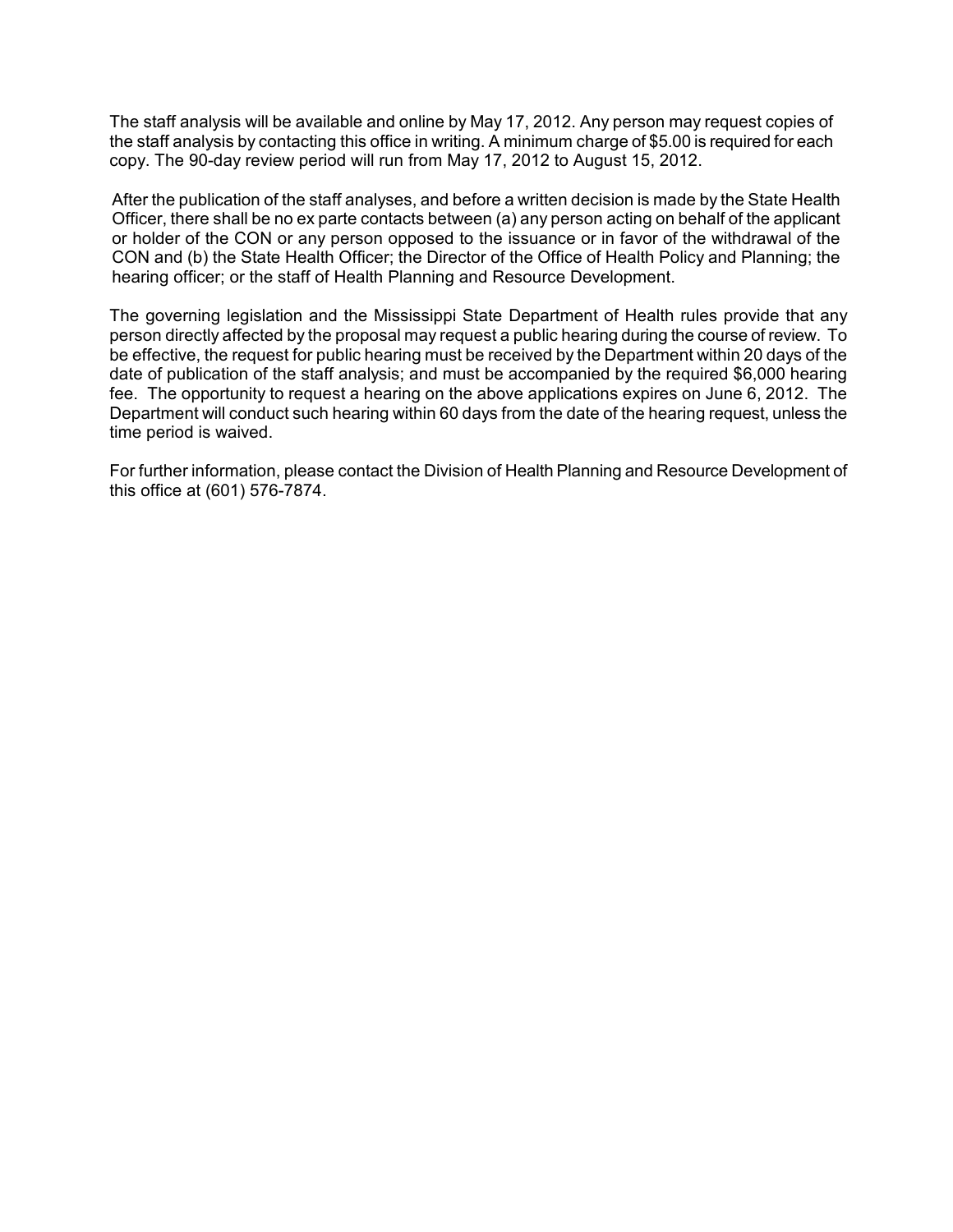The staff analysis will be available and online by May 17, 2012. Any person may request copies of the staff analysis by contacting this office in writing. A minimum charge of $5.00 is required for each copy. The 90-day review period will run from May 17, 2012 to August 15, 2012.

After the publication of the staff analyses, and before a written decision is made by the State Health Officer, there shall be no ex parte contacts between (a) any person acting on behalf of the applicant or holder of the CON or any person opposed to the issuance or in favor of the withdrawal of the CON and (b) the State Health Officer; the Director of the Office of Health Policy and Planning; the hearing officer; or the staff of Health Planning and Resource Development.

The governing legislation and the Mississippi State Department of Health rules provide that any person directly affected by the proposal may request a public hearing during the course of review. To be effective, the request for public hearing must be received by the Department within 20 days of the date of publication of the staff analysis; and must be accompanied by the required $6,000 hearing fee. The opportunity to request a hearing on the above applications expires on June 6, 2012. The Department will conduct such hearing within 60 days from the date of the hearing request, unless the time period is waived.

For further information, please contact the Division of Health Planning and Resource Development of this office at (601) 576-7874.